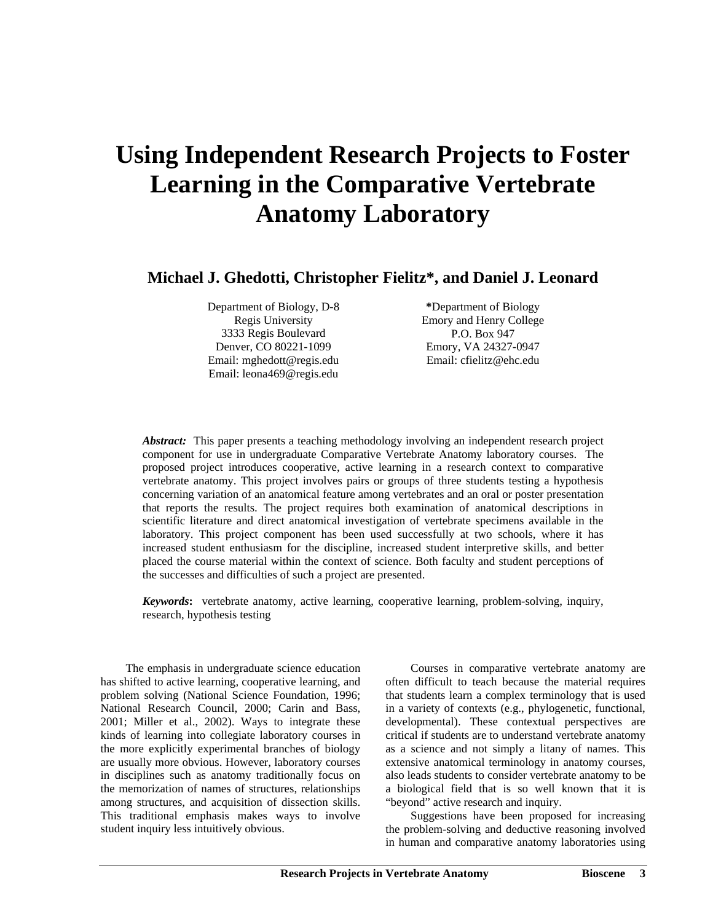# Using Independent Research Projects to Foster Learning in the Comparative Vertebrate Anatomy Laboratory

**Michael J. Ghedotti, Christopher Fielitz*, and Daniel J. Leonard**

Department of Biology, D-8
Regis University
3333 Regis Boulevard
Denver, CO 80221-1099
Email: mghedott@regis.edu
Email: leona469@regis.edu

*Department of Biology
Emory and Henry College
P.O. Box 947
Emory, VA 24327-0947
Email: cfielitz@ehc.edu

***Abstract:*** This paper presents a teaching methodology involving an independent research project component for use in undergraduate Comparative Vertebrate Anatomy laboratory courses. The proposed project introduces cooperative, active learning in a research context to comparative vertebrate anatomy. This project involves pairs or groups of three students testing a hypothesis concerning variation of an anatomical feature among vertebrates and an oral or poster presentation that reports the results. The project requires both examination of anatomical descriptions in scientific literature and direct anatomical investigation of vertebrate specimens available in the laboratory. This project component has been used successfully at two schools, where it has increased student enthusiasm for the discipline, increased student interpretive skills, and better placed the course material within the context of science. Both faculty and student perceptions of the successes and difficulties of such a project are presented.

***Keywords*:** vertebrate anatomy, active learning, cooperative learning, problem-solving, inquiry, research, hypothesis testing

The emphasis in undergraduate science education has shifted to active learning, cooperative learning, and problem solving (National Science Foundation, 1996; National Research Council, 2000; Carin and Bass, 2001; Miller et al., 2002). Ways to integrate these kinds of learning into collegiate laboratory courses in the more explicitly experimental branches of biology are usually more obvious. However, laboratory courses in disciplines such as anatomy traditionally focus on the memorization of names of structures, relationships among structures, and acquisition of dissection skills. This traditional emphasis makes ways to involve student inquiry less intuitively obvious.

Courses in comparative vertebrate anatomy are often difficult to teach because the material requires that students learn a complex terminology that is used in a variety of contexts (e.g., phylogenetic, functional, developmental). These contextual perspectives are critical if students are to understand vertebrate anatomy as a science and not simply a litany of names. This extensive anatomical terminology in anatomy courses, also leads students to consider vertebrate anatomy to be a biological field that is so well known that it is "beyond" active research and inquiry.

Suggestions have been proposed for increasing the problem-solving and deductive reasoning involved in human and comparative anatomy laboratories using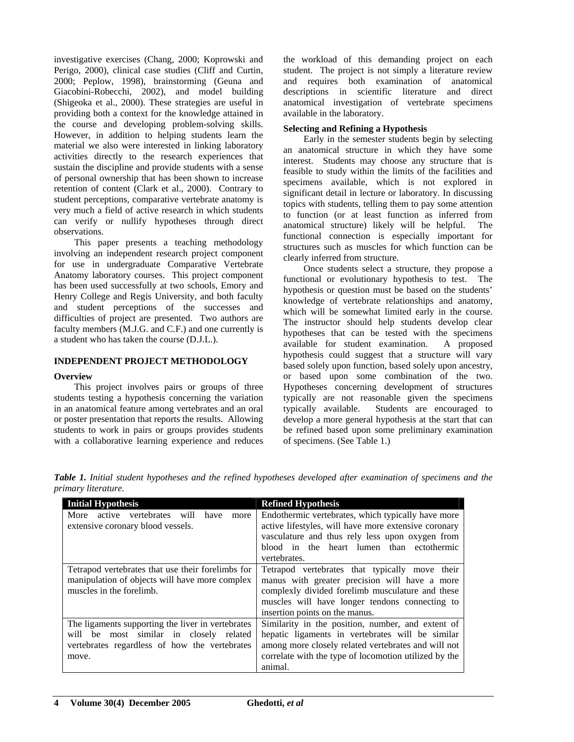investigative exercises (Chang, 2000; Koprowski and Perigo, 2000), clinical case studies (Cliff and Curtin, 2000; Peplow, 1998), brainstorming (Geuna and Giacobini-Robecchi, 2002), and model building (Shigeoka et al., 2000). These strategies are useful in providing both a context for the knowledge attained in the course and developing problem-solving skills. However, in addition to helping students learn the material we also were interested in linking laboratory activities directly to the research experiences that sustain the discipline and provide students with a sense of personal ownership that has been shown to increase retention of content (Clark et al., 2000). Contrary to student perceptions, comparative vertebrate anatomy is very much a field of active research in which students can verify or nullify hypotheses through direct observations.

This paper presents a teaching methodology involving an independent research project component for use in undergraduate Comparative Vertebrate Anatomy laboratory courses. This project component has been used successfully at two schools, Emory and Henry College and Regis University, and both faculty and student perceptions of the successes and difficulties of project are presented. Two authors are faculty members (M.J.G. and C.F.) and one currently is a student who has taken the course (D.J.L.).

## INDEPENDENT PROJECT METHODOLOGY

### Overview

This project involves pairs or groups of three students testing a hypothesis concerning the variation in an anatomical feature among vertebrates and an oral or poster presentation that reports the results. Allowing students to work in pairs or groups provides students with a collaborative learning experience and reduces the workload of this demanding project on each student. The project is not simply a literature review and requires both examination of anatomical descriptions in scientific literature and direct anatomical investigation of vertebrate specimens available in the laboratory.

### Selecting and Refining a Hypothesis

Early in the semester students begin by selecting an anatomical structure in which they have some interest. Students may choose any structure that is feasible to study within the limits of the facilities and specimens available, which is not explored in significant detail in lecture or laboratory. In discussing topics with students, telling them to pay some attention to function (or at least function as inferred from anatomical structure) likely will be helpful. The functional connection is especially important for structures such as muscles for which function can be clearly inferred from structure.

Once students select a structure, they propose a functional or evolutionary hypothesis to test. The hypothesis or question must be based on the students' knowledge of vertebrate relationships and anatomy, which will be somewhat limited early in the course. The instructor should help students develop clear hypotheses that can be tested with the specimens available for student examination. A proposed hypothesis could suggest that a structure will vary based solely upon function, based solely upon ancestry, or based upon some combination of the two. Hypotheses concerning development of structures typically are not reasonable given the specimens typically available. Students are encouraged to develop a more general hypothesis at the start that can be refined based upon some preliminary examination of specimens. (See Table 1.)

***Table 1.*** *Initial student hypotheses and the refined hypotheses developed after examination of specimens and the primary literature.*

| Initial Hypothesis | Refined Hypothesis |
|---|---|
| More active vertebrates will have more extensive coronary blood vessels. | Endothermic vertebrates, which typically have more active lifestyles, will have more extensive coronary vasculature and thus rely less upon oxygen from blood in the heart lumen than ectothermic vertebrates. |
| Tetrapod vertebrates that use their forelimbs for manipulation of objects will have more complex muscles in the forelimb. | Tetrapod vertebrates that typically move their manus with greater precision will have a more complexly divided forelimb musculature and these muscles will have longer tendons connecting to insertion points on the manus. |
| The ligaments supporting the liver in vertebrates will be most similar in closely related vertebrates regardless of how the vertebrates move. | Similarity in the position, number, and extent of hepatic ligaments in vertebrates will be similar among more closely related vertebrates and will not correlate with the type of locomotion utilized by the animal. |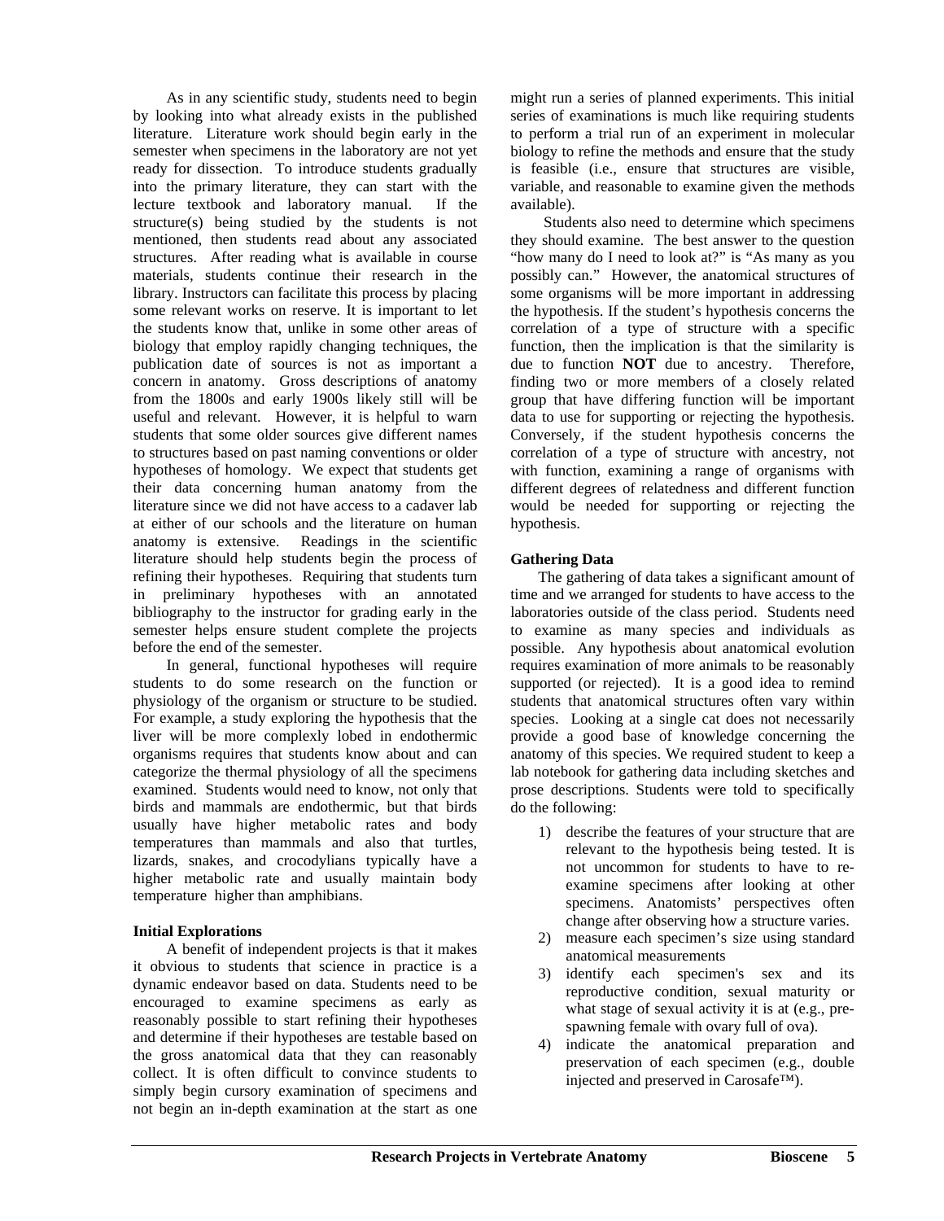As in any scientific study, students need to begin by looking into what already exists in the published literature. Literature work should begin early in the semester when specimens in the laboratory are not yet ready for dissection. To introduce students gradually into the primary literature, they can start with the lecture textbook and laboratory manual. If the structure(s) being studied by the students is not mentioned, then students read about any associated structures. After reading what is available in course materials, students continue their research in the library. Instructors can facilitate this process by placing some relevant works on reserve. It is important to let the students know that, unlike in some other areas of biology that employ rapidly changing techniques, the publication date of sources is not as important a concern in anatomy. Gross descriptions of anatomy from the 1800s and early 1900s likely still will be useful and relevant. However, it is helpful to warn students that some older sources give different names to structures based on past naming conventions or older hypotheses of homology. We expect that students get their data concerning human anatomy from the literature since we did not have access to a cadaver lab at either of our schools and the literature on human anatomy is extensive. Readings in the scientific literature should help students begin the process of refining their hypotheses. Requiring that students turn in preliminary hypotheses with an annotated bibliography to the instructor for grading early in the semester helps ensure student complete the projects before the end of the semester.

In general, functional hypotheses will require students to do some research on the function or physiology of the organism or structure to be studied. For example, a study exploring the hypothesis that the liver will be more complexly lobed in endothermic organisms requires that students know about and can categorize the thermal physiology of all the specimens examined. Students would need to know, not only that birds and mammals are endothermic, but that birds usually have higher metabolic rates and body temperatures than mammals and also that turtles, lizards, snakes, and crocodylians typically have a higher metabolic rate and usually maintain body temperature higher than amphibians.

**Initial Explorations**

A benefit of independent projects is that it makes it obvious to students that science in practice is a dynamic endeavor based on data. Students need to be encouraged to examine specimens as early as reasonably possible to start refining their hypotheses and determine if their hypotheses are testable based on the gross anatomical data that they can reasonably collect. It is often difficult to convince students to simply begin cursory examination of specimens and not begin an in-depth examination at the start as one might run a series of planned experiments. This initial series of examinations is much like requiring students to perform a trial run of an experiment in molecular biology to refine the methods and ensure that the study is feasible (i.e., ensure that structures are visible, variable, and reasonable to examine given the methods available).

Students also need to determine which specimens they should examine. The best answer to the question "how many do I need to look at?" is "As many as you possibly can." However, the anatomical structures of some organisms will be more important in addressing the hypothesis. If the student's hypothesis concerns the correlation of a type of structure with a specific function, then the implication is that the similarity is due to function **NOT** due to ancestry. Therefore, finding two or more members of a closely related group that have differing function will be important data to use for supporting or rejecting the hypothesis. Conversely, if the student hypothesis concerns the correlation of a type of structure with ancestry, not with function, examining a range of organisms with different degrees of relatedness and different function would be needed for supporting or rejecting the hypothesis.

**Gathering Data**

The gathering of data takes a significant amount of time and we arranged for students to have access to the laboratories outside of the class period. Students need to examine as many species and individuals as possible. Any hypothesis about anatomical evolution requires examination of more animals to be reasonably supported (or rejected). It is a good idea to remind students that anatomical structures often vary within species. Looking at a single cat does not necessarily provide a good base of knowledge concerning the anatomy of this species. We required student to keep a lab notebook for gathering data including sketches and prose descriptions. Students were told to specifically do the following:

1) describe the features of your structure that are relevant to the hypothesis being tested. It is not uncommon for students to have to re-examine specimens after looking at other specimens. Anatomists' perspectives often change after observing how a structure varies.
2) measure each specimen's size using standard anatomical measurements
3) identify each specimen's sex and its reproductive condition, sexual maturity or what stage of sexual activity it is at (e.g., pre-spawning female with ovary full of ova).
4) indicate the anatomical preparation and preservation of each specimen (e.g., double injected and preserved in Carosafe™).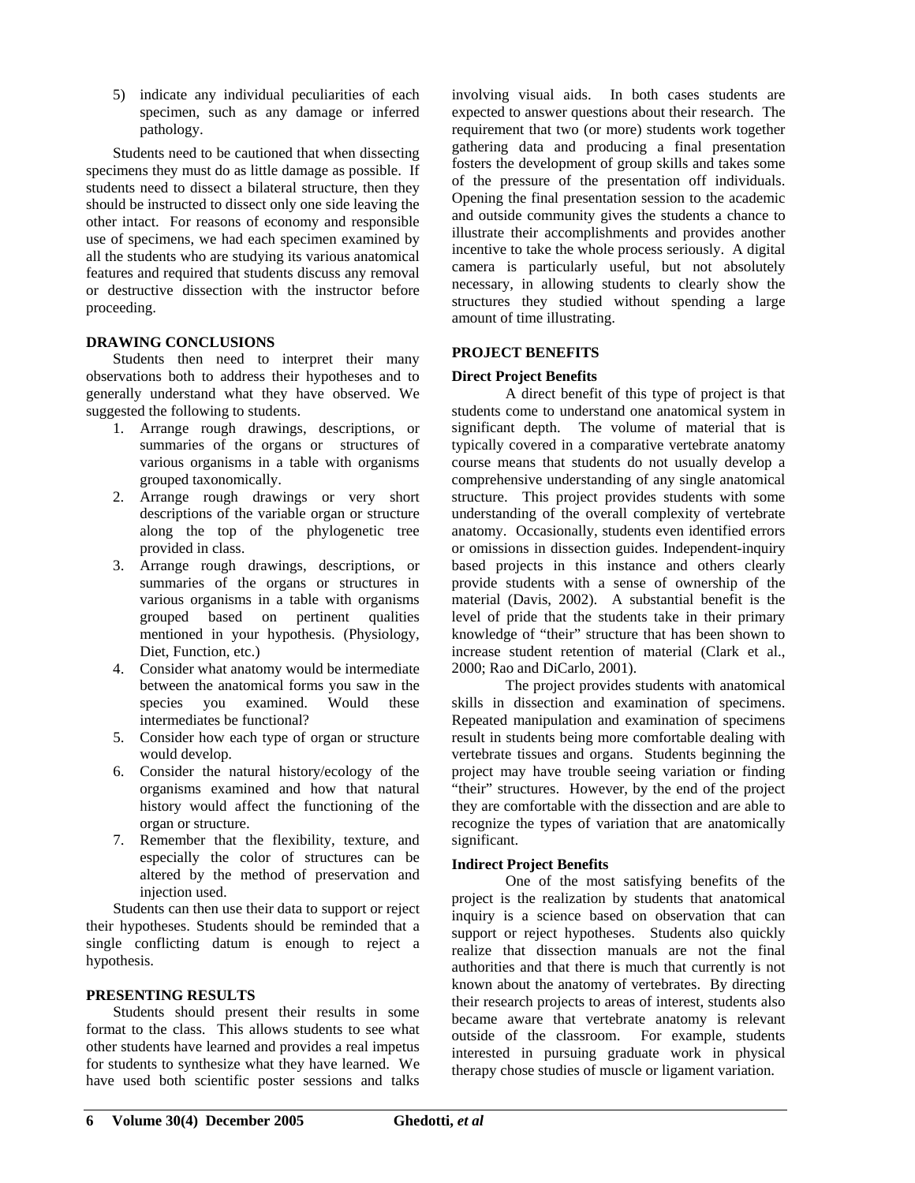5) indicate any individual peculiarities of each specimen, such as any damage or inferred pathology.

Students need to be cautioned that when dissecting specimens they must do as little damage as possible. If students need to dissect a bilateral structure, then they should be instructed to dissect only one side leaving the other intact. For reasons of economy and responsible use of specimens, we had each specimen examined by all the students who are studying its various anatomical features and required that students discuss any removal or destructive dissection with the instructor before proceeding.

## DRAWING CONCLUSIONS

Students then need to interpret their many observations both to address their hypotheses and to generally understand what they have observed. We suggested the following to students.

1. Arrange rough drawings, descriptions, or summaries of the organs or structures of various organisms in a table with organisms grouped taxonomically.
2. Arrange rough drawings or very short descriptions of the variable organ or structure along the top of the phylogenetic tree provided in class.
3. Arrange rough drawings, descriptions, or summaries of the organs or structures in various organisms in a table with organisms grouped based on pertinent qualities mentioned in your hypothesis. (Physiology, Diet, Function, etc.)
4. Consider what anatomy would be intermediate between the anatomical forms you saw in the species you examined. Would these intermediates be functional?
5. Consider how each type of organ or structure would develop.
6. Consider the natural history/ecology of the organisms examined and how that natural history would affect the functioning of the organ or structure.
7. Remember that the flexibility, texture, and especially the color of structures can be altered by the method of preservation and injection used.

Students can then use their data to support or reject their hypotheses. Students should be reminded that a single conflicting datum is enough to reject a hypothesis.

## PRESENTING RESULTS

Students should present their results in some format to the class. This allows students to see what other students have learned and provides a real impetus for students to synthesize what they have learned. We have used both scientific poster sessions and talks involving visual aids. In both cases students are expected to answer questions about their research. The requirement that two (or more) students work together gathering data and producing a final presentation fosters the development of group skills and takes some of the pressure of the presentation off individuals. Opening the final presentation session to the academic and outside community gives the students a chance to illustrate their accomplishments and provides another incentive to take the whole process seriously. A digital camera is particularly useful, but not absolutely necessary, in allowing students to clearly show the structures they studied without spending a large amount of time illustrating.

## PROJECT BENEFITS

### Direct Project Benefits

A direct benefit of this type of project is that students come to understand one anatomical system in significant depth. The volume of material that is typically covered in a comparative vertebrate anatomy course means that students do not usually develop a comprehensive understanding of any single anatomical structure. This project provides students with some understanding of the overall complexity of vertebrate anatomy. Occasionally, students even identified errors or omissions in dissection guides. Independent-inquiry based projects in this instance and others clearly provide students with a sense of ownership of the material (Davis, 2002). A substantial benefit is the level of pride that the students take in their primary knowledge of "their" structure that has been shown to increase student retention of material (Clark et al., 2000; Rao and DiCarlo, 2001).

The project provides students with anatomical skills in dissection and examination of specimens. Repeated manipulation and examination of specimens result in students being more comfortable dealing with vertebrate tissues and organs. Students beginning the project may have trouble seeing variation or finding "their" structures. However, by the end of the project they are comfortable with the dissection and are able to recognize the types of variation that are anatomically significant.

### Indirect Project Benefits

One of the most satisfying benefits of the project is the realization by students that anatomical inquiry is a science based on observation that can support or reject hypotheses. Students also quickly realize that dissection manuals are not the final authorities and that there is much that currently is not known about the anatomy of vertebrates. By directing their research projects to areas of interest, students also became aware that vertebrate anatomy is relevant outside of the classroom. For example, students interested in pursuing graduate work in physical therapy chose studies of muscle or ligament variation.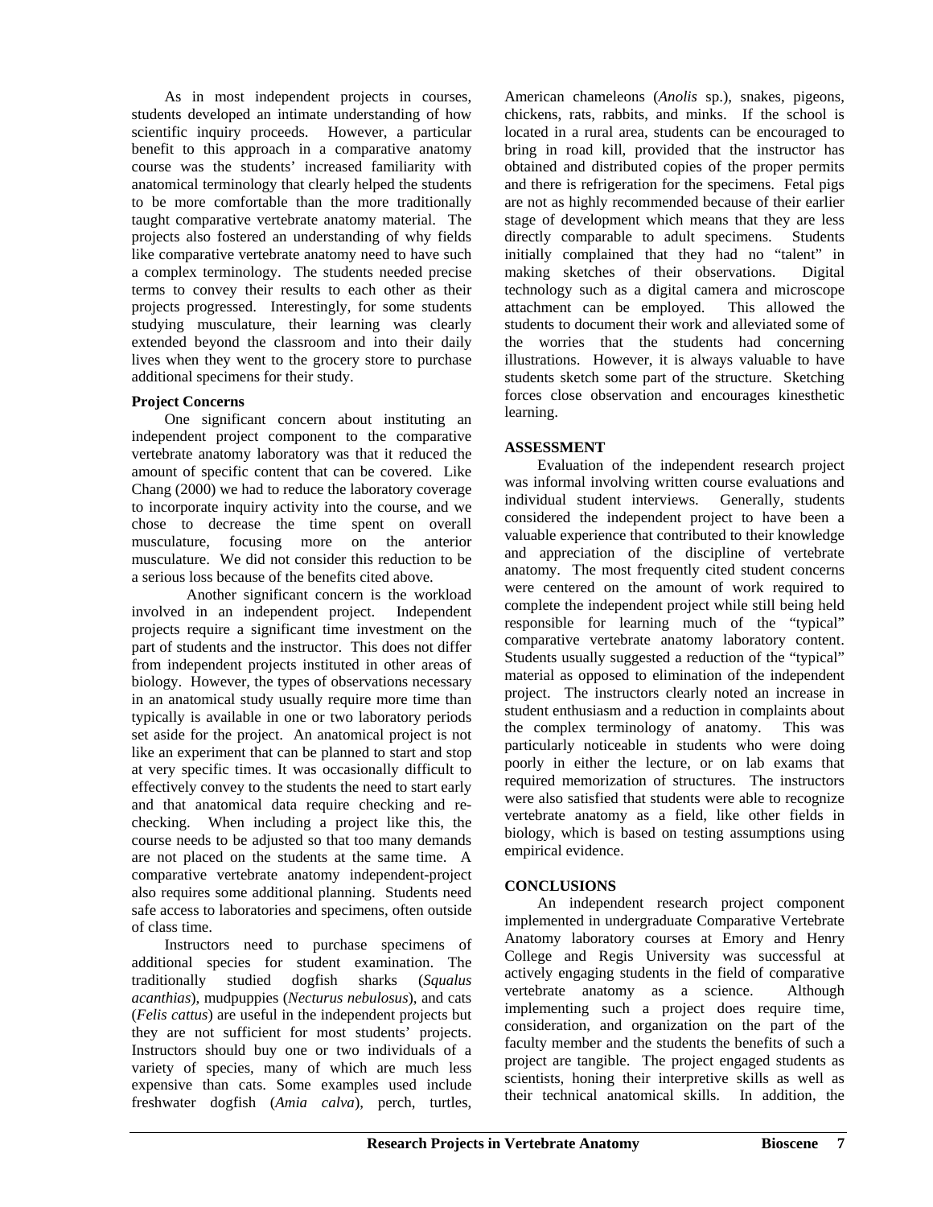As in most independent projects in courses, students developed an intimate understanding of how scientific inquiry proceeds. However, a particular benefit to this approach in a comparative anatomy course was the students' increased familiarity with anatomical terminology that clearly helped the students to be more comfortable than the more traditionally taught comparative vertebrate anatomy material. The projects also fostered an understanding of why fields like comparative vertebrate anatomy need to have such a complex terminology. The students needed precise terms to convey their results to each other as their projects progressed. Interestingly, for some students studying musculature, their learning was clearly extended beyond the classroom and into their daily lives when they went to the grocery store to purchase additional specimens for their study.

**Project Concerns**

One significant concern about instituting an independent project component to the comparative vertebrate anatomy laboratory was that it reduced the amount of specific content that can be covered. Like Chang (2000) we had to reduce the laboratory coverage to incorporate inquiry activity into the course, and we chose to decrease the time spent on overall musculature, focusing more on the anterior musculature. We did not consider this reduction to be a serious loss because of the benefits cited above.

Another significant concern is the workload involved in an independent project. Independent projects require a significant time investment on the part of students and the instructor. This does not differ from independent projects instituted in other areas of biology. However, the types of observations necessary in an anatomical study usually require more time than typically is available in one or two laboratory periods set aside for the project. An anatomical project is not like an experiment that can be planned to start and stop at very specific times. It was occasionally difficult to effectively convey to the students the need to start early and that anatomical data require checking and re-checking. When including a project like this, the course needs to be adjusted so that too many demands are not placed on the students at the same time. A comparative vertebrate anatomy independent-project also requires some additional planning. Students need safe access to laboratories and specimens, often outside of class time.

Instructors need to purchase specimens of additional species for student examination. The traditionally studied dogfish sharks (*Squalus acanthias*), mudpuppies (*Necturus nebulosus*), and cats (*Felis cattus*) are useful in the independent projects but they are not sufficient for most students' projects. Instructors should buy one or two individuals of a variety of species, many of which are much less expensive than cats. Some examples used include freshwater dogfish (*Amia calva*), perch, turtles, American chameleons (*Anolis* sp.), snakes, pigeons, chickens, rats, rabbits, and minks. If the school is located in a rural area, students can be encouraged to bring in road kill, provided that the instructor has obtained and distributed copies of the proper permits and there is refrigeration for the specimens. Fetal pigs are not as highly recommended because of their earlier stage of development which means that they are less directly comparable to adult specimens. Students initially complained that they had no "talent" in making sketches of their observations. Digital technology such as a digital camera and microscope attachment can be employed. This allowed the students to document their work and alleviated some of the worries that the students had concerning illustrations. However, it is always valuable to have students sketch some part of the structure. Sketching forces close observation and encourages kinesthetic learning.

## ASSESSMENT

Evaluation of the independent research project was informal involving written course evaluations and individual student interviews. Generally, students considered the independent project to have been a valuable experience that contributed to their knowledge and appreciation of the discipline of vertebrate anatomy. The most frequently cited student concerns were centered on the amount of work required to complete the independent project while still being held responsible for learning much of the "typical" comparative vertebrate anatomy laboratory content. Students usually suggested a reduction of the "typical" material as opposed to elimination of the independent project. The instructors clearly noted an increase in student enthusiasm and a reduction in complaints about the complex terminology of anatomy. This was particularly noticeable in students who were doing poorly in either the lecture, or on lab exams that required memorization of structures. The instructors were also satisfied that students were able to recognize vertebrate anatomy as a field, like other fields in biology, which is based on testing assumptions using empirical evidence.

## CONCLUSIONS

An independent research project component implemented in undergraduate Comparative Vertebrate Anatomy laboratory courses at Emory and Henry College and Regis University was successful at actively engaging students in the field of comparative vertebrate anatomy as a science. Although implementing such a project does require time, consideration, and organization on the part of the faculty member and the students the benefits of such a project are tangible. The project engaged students as scientists, honing their interpretive skills as well as their technical anatomical skills. In addition, the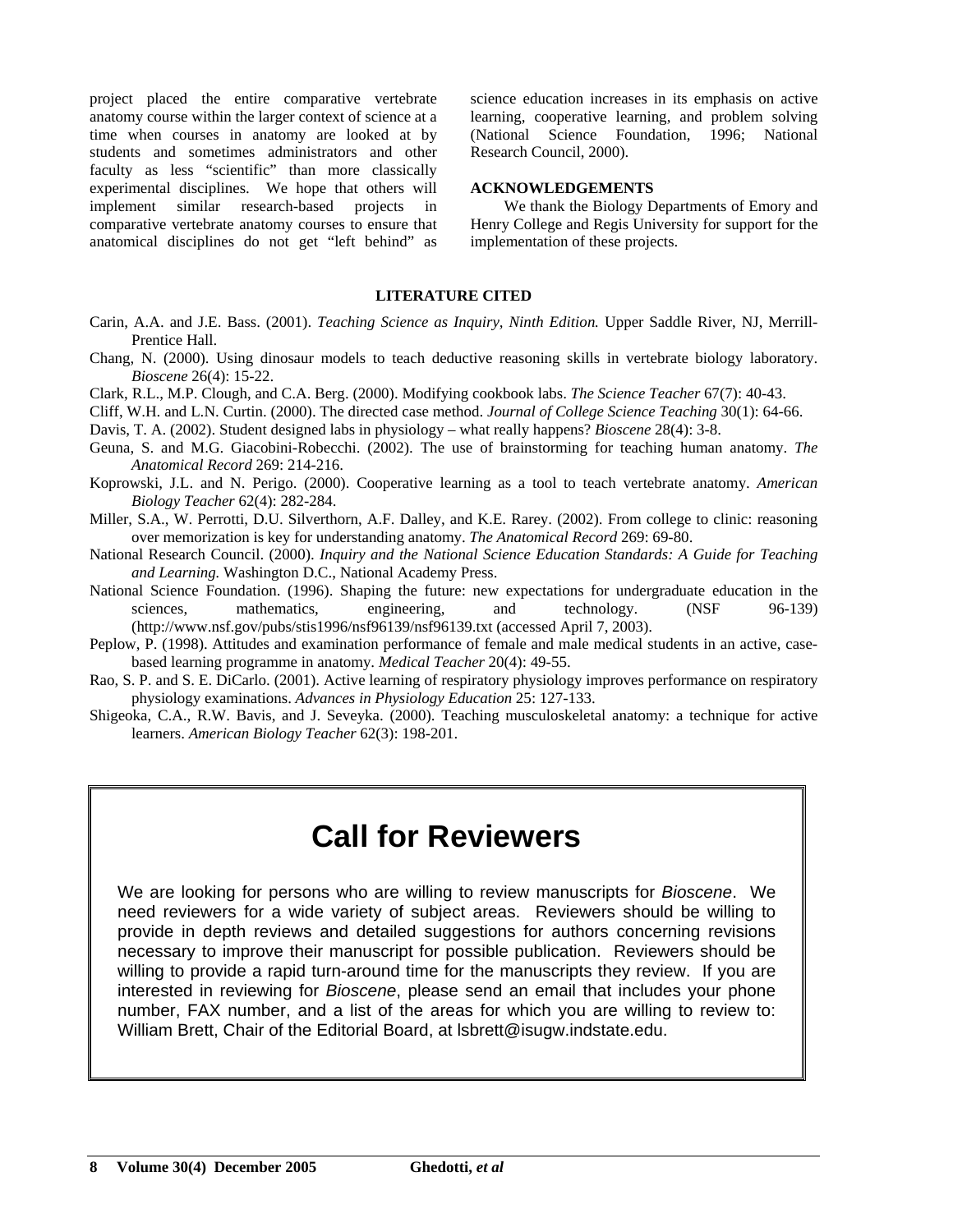project placed the entire comparative vertebrate anatomy course within the larger context of science at a time when courses in anatomy are looked at by students and sometimes administrators and other faculty as less "scientific" than more classically experimental disciplines. We hope that others will implement similar research-based projects in comparative vertebrate anatomy courses to ensure that anatomical disciplines do not get "left behind" as science education increases in its emphasis on active learning, cooperative learning, and problem solving (National Science Foundation, 1996; National Research Council, 2000).

## ACKNOWLEDGEMENTS

We thank the Biology Departments of Emory and Henry College and Regis University for support for the implementation of these projects.

## LITERATURE CITED

Carin, A.A. and J.E. Bass. (2001). *Teaching Science as Inquiry, Ninth Edition.* Upper Saddle River, NJ, Merrill-Prentice Hall.

Chang, N. (2000). Using dinosaur models to teach deductive reasoning skills in vertebrate biology laboratory. *Bioscene* 26(4): 15-22.

Clark, R.L., M.P. Clough, and C.A. Berg. (2000). Modifying cookbook labs. *The Science Teacher* 67(7): 40-43.

Cliff, W.H. and L.N. Curtin. (2000). The directed case method. *Journal of College Science Teaching* 30(1): 64-66.

Davis, T. A. (2002). Student designed labs in physiology – what really happens? *Bioscene* 28(4): 3-8.

Geuna, S. and M.G. Giacobini-Robecchi. (2002). The use of brainstorming for teaching human anatomy. *The Anatomical Record* 269: 214-216.

Koprowski, J.L. and N. Perigo. (2000). Cooperative learning as a tool to teach vertebrate anatomy. *American Biology Teacher* 62(4): 282-284.

Miller, S.A., W. Perrotti, D.U. Silverthorn, A.F. Dalley, and K.E. Rarey. (2002). From college to clinic: reasoning over memorization is key for understanding anatomy. *The Anatomical Record* 269: 69-80.

National Research Council. (2000). *Inquiry and the National Science Education Standards: A Guide for Teaching and Learning.* Washington D.C., National Academy Press.

National Science Foundation. (1996). Shaping the future: new expectations for undergraduate education in the sciences, mathematics, engineering, and technology. (NSF 96-139) (http://www.nsf.gov/pubs/stis1996/nsf96139/nsf96139.txt (accessed April 7, 2003).

Peplow, P. (1998). Attitudes and examination performance of female and male medical students in an active, case-based learning programme in anatomy. *Medical Teacher* 20(4): 49-55.

Rao, S. P. and S. E. DiCarlo. (2001). Active learning of respiratory physiology improves performance on respiratory physiology examinations. *Advances in Physiology Education* 25: 127-133.

Shigeoka, C.A., R.W. Bavis, and J. Seveyka. (2000). Teaching musculoskeletal anatomy: a technique for active learners. *American Biology Teacher* 62(3): 198-201.

# Call for Reviewers

We are looking for persons who are willing to review manuscripts for *Bioscene*. We need reviewers for a wide variety of subject areas. Reviewers should be willing to provide in depth reviews and detailed suggestions for authors concerning revisions necessary to improve their manuscript for possible publication. Reviewers should be willing to provide a rapid turn-around time for the manuscripts they review. If you are interested in reviewing for *Bioscene*, please send an email that includes your phone number, FAX number, and a list of the areas for which you are willing to review to: William Brett, Chair of the Editorial Board, at lsbrett@isugw.indstate.edu.